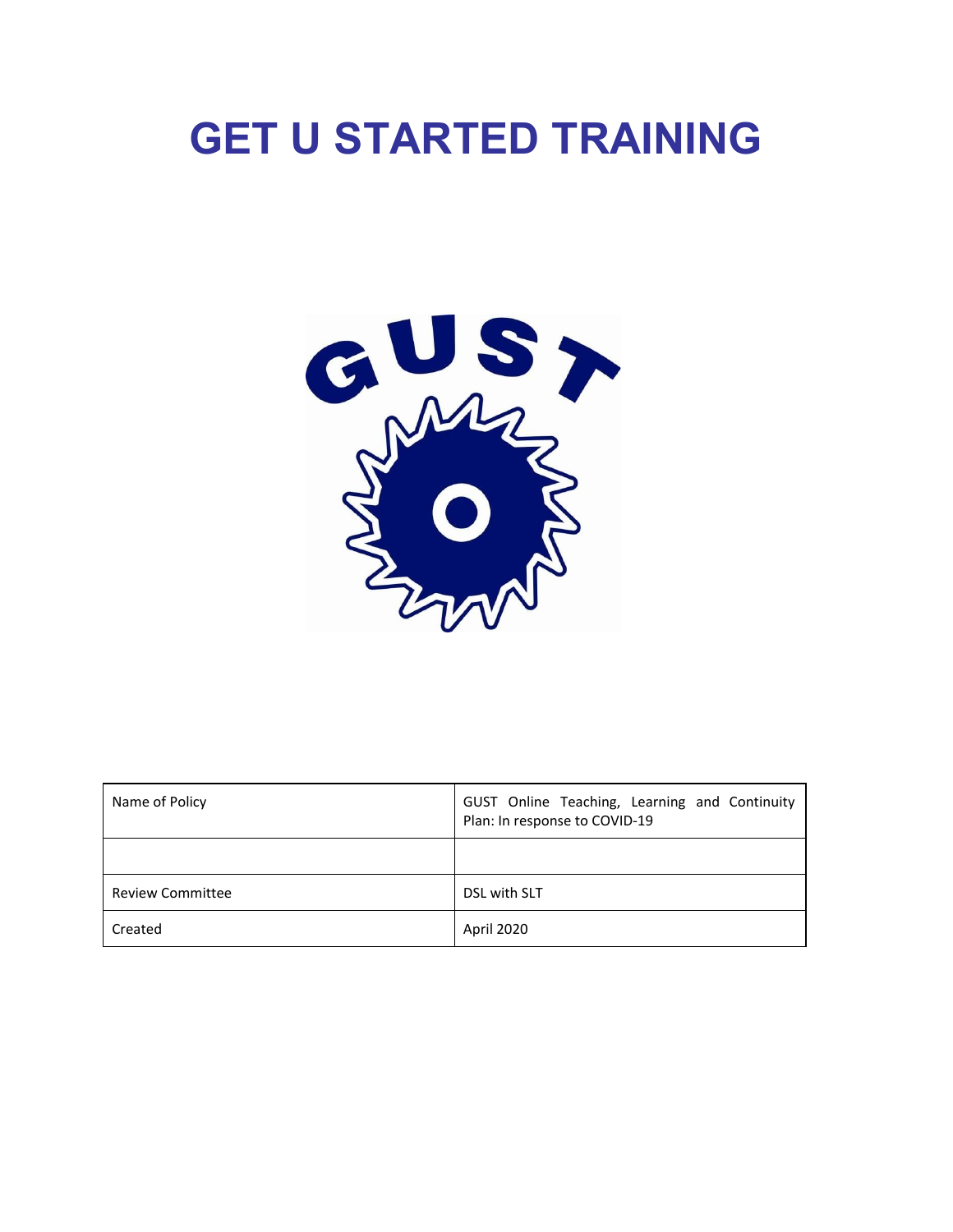# GET U STARTED TRAINING

| Name of Policy | GUST Online Teaching, Learning and Continuity Plan: In response to COVID-19 |
| --- | --- |
| | |
| Review Committee | DSL with SLT |
| Created | April 2020 |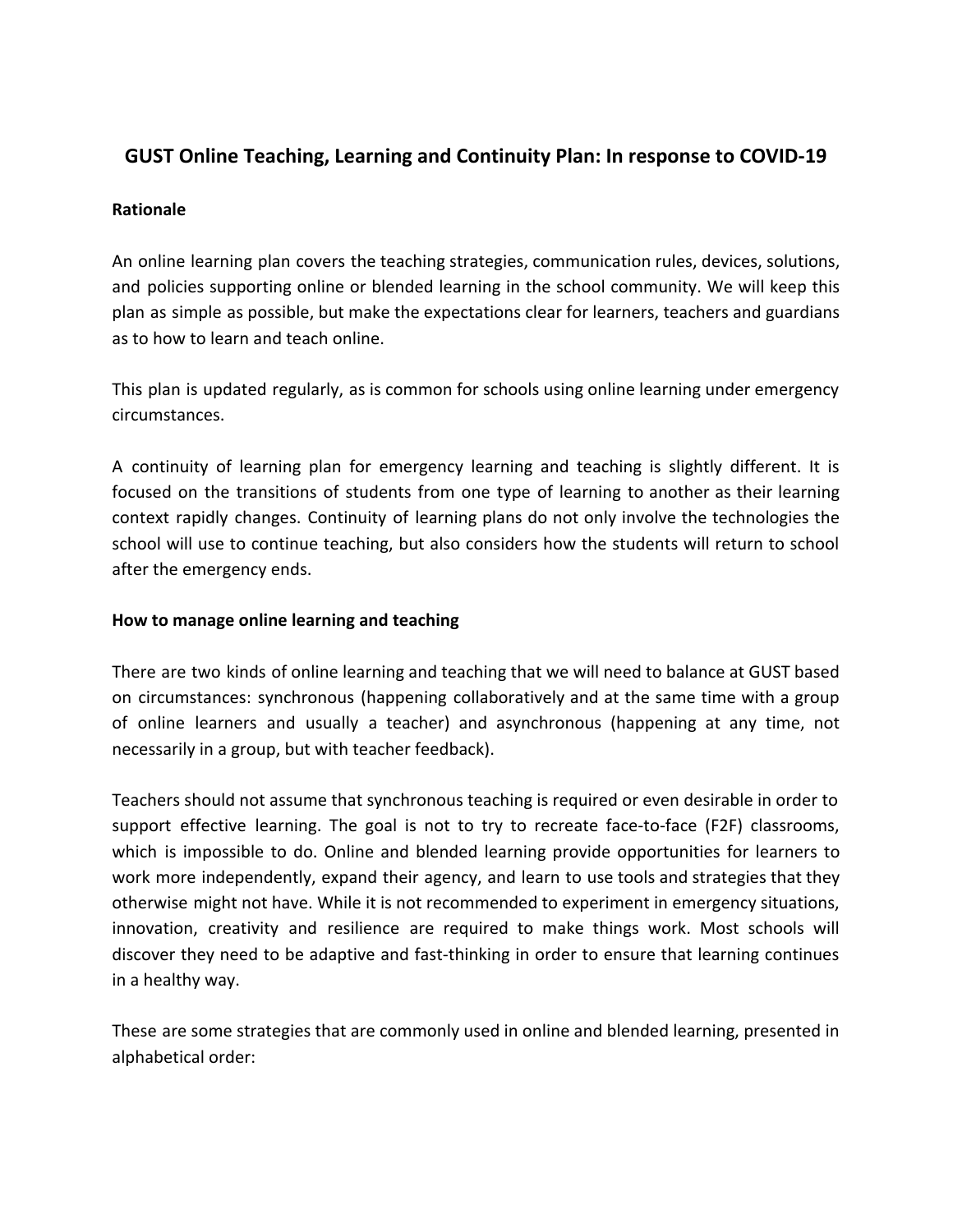# GUST Online Teaching, Learning and Continuity Plan: In response to COVID-19

**Rationale**

An online learning plan covers the teaching strategies, communication rules, devices, solutions, and policies supporting online or blended learning in the school community. We will keep this plan as simple as possible, but make the expectations clear for learners, teachers and guardians as to how to learn and teach online.

This plan is updated regularly, as is common for schools using online learning under emergency circumstances.

A continuity of learning plan for emergency learning and teaching is slightly different. It is focused on the transitions of students from one type of learning to another as their learning context rapidly changes. Continuity of learning plans do not only involve the technologies the school will use to continue teaching, but also considers how the students will return to school after the emergency ends.

**How to manage online learning and teaching**

There are two kinds of online learning and teaching that we will need to balance at GUST based on circumstances: synchronous (happening collaboratively and at the same time with a group of online learners and usually a teacher) and asynchronous (happening at any time, not necessarily in a group, but with teacher feedback).

Teachers should not assume that synchronous teaching is required or even desirable in order to support effective learning. The goal is not to try to recreate face-to-face (F2F) classrooms, which is impossible to do. Online and blended learning provide opportunities for learners to work more independently, expand their agency, and learn to use tools and strategies that they otherwise might not have. While it is not recommended to experiment in emergency situations, innovation, creativity and resilience are required to make things work. Most schools will discover they need to be adaptive and fast-thinking in order to ensure that learning continues in a healthy way.

These are some strategies that are commonly used in online and blended learning, presented in alphabetical order: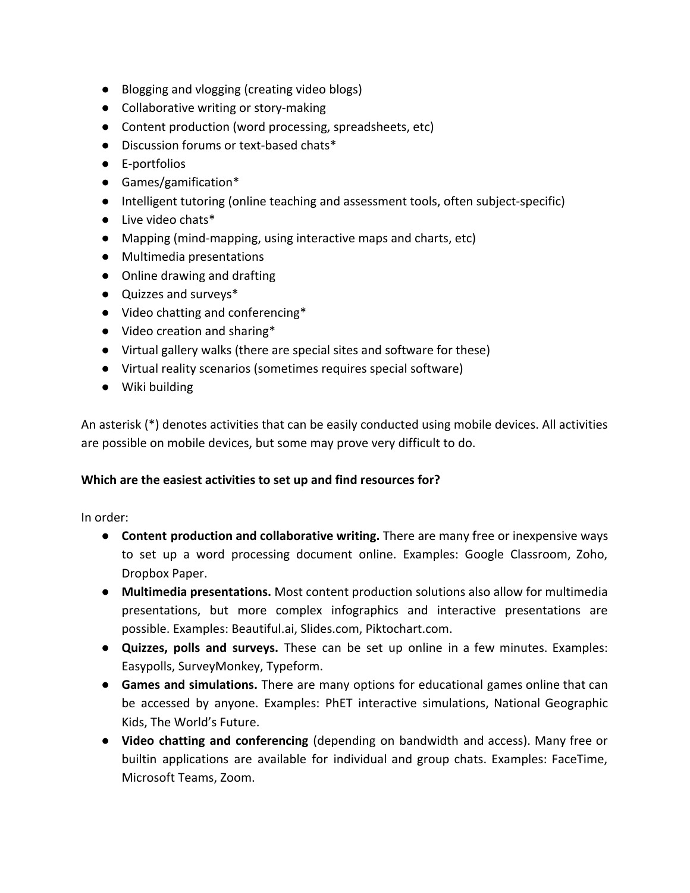- Blogging and vlogging (creating video blogs)
- Collaborative writing or story-making
- Content production (word processing, spreadsheets, etc)
- Discussion forums or text-based chats*
- E-portfolios
- Games/gamification*
- Intelligent tutoring (online teaching and assessment tools, often subject-specific)
- Live video chats*
- Mapping (mind-mapping, using interactive maps and charts, etc)
- Multimedia presentations
- Online drawing and drafting
- Quizzes and surveys*
- Video chatting and conferencing*
- Video creation and sharing*
- Virtual gallery walks (there are special sites and software for these)
- Virtual reality scenarios (sometimes requires special software)
- Wiki building

An asterisk (*) denotes activities that can be easily conducted using mobile devices. All activities are possible on mobile devices, but some may prove very difficult to do.

**Which are the easiest activities to set up and find resources for?**

In order:

- **Content production and collaborative writing.** There are many free or inexpensive ways to set up a word processing document online. Examples: Google Classroom, Zoho, Dropbox Paper.
- **Multimedia presentations.** Most content production solutions also allow for multimedia presentations, but more complex infographics and interactive presentations are possible. Examples: Beautiful.ai, Slides.com, Piktochart.com.
- **Quizzes, polls and surveys.** These can be set up online in a few minutes. Examples: Easypolls, SurveyMonkey, Typeform.
- **Games and simulations.** There are many options for educational games online that can be accessed by anyone. Examples: PhET interactive simulations, National Geographic Kids, The World's Future.
- **Video chatting and conferencing** (depending on bandwidth and access). Many free or builtin applications are available for individual and group chats. Examples: FaceTime, Microsoft Teams, Zoom.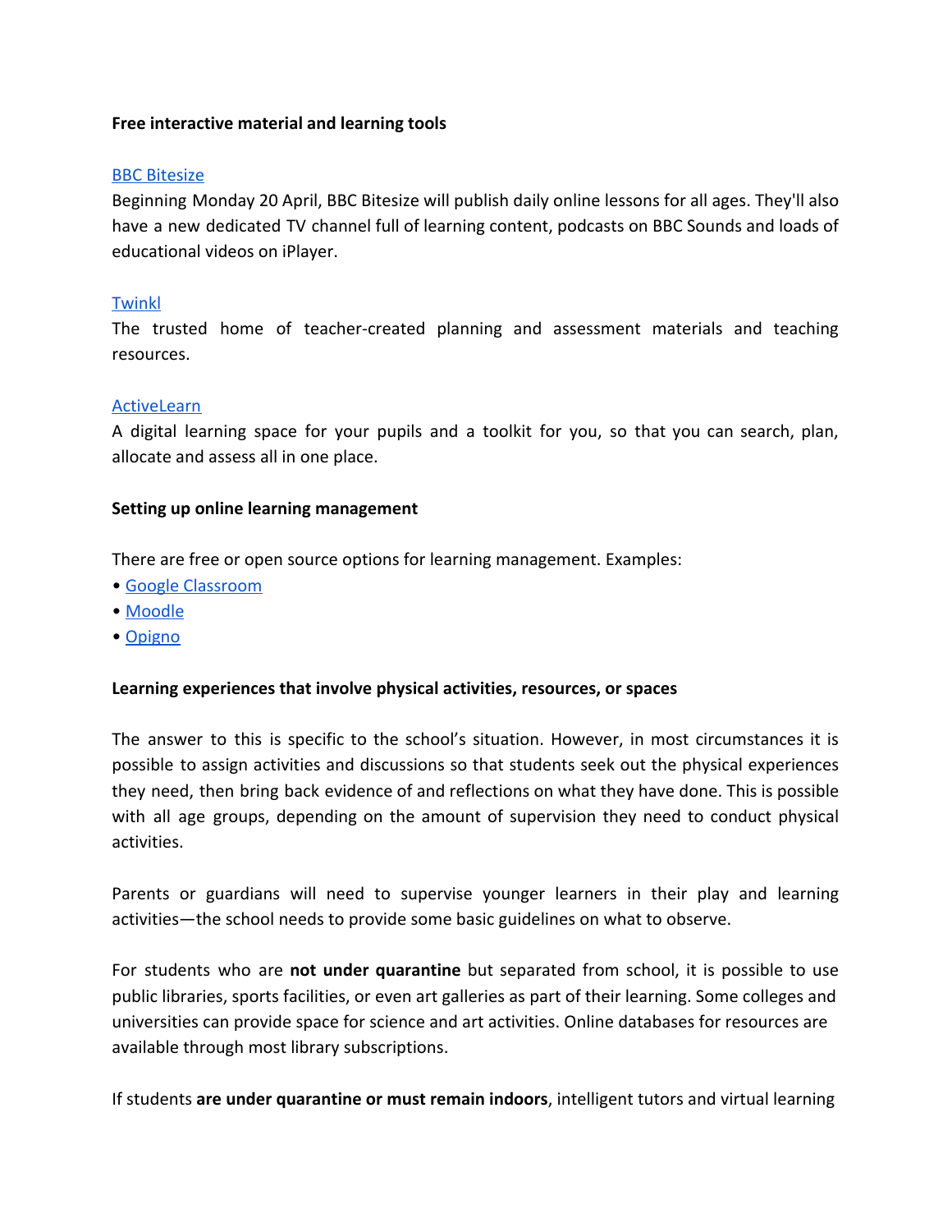**Free interactive material and learning tools**

[BBC Bitesize](#)
Beginning Monday 20 April, BBC Bitesize will publish daily online lessons for all ages. They'll also have a new dedicated TV channel full of learning content, podcasts on BBC Sounds and loads of educational videos on iPlayer.

[Twinkl](#)
The trusted home of teacher-created planning and assessment materials and teaching resources.

[ActiveLearn](#)
A digital learning space for your pupils and a toolkit for you, so that you can search, plan, allocate and assess all in one place.

**Setting up online learning management**

There are free or open source options for learning management. Examples:

- [Google Classroom](#)
- [Moodle](#)
- [Opigno](#)

**Learning experiences that involve physical activities, resources, or spaces**

The answer to this is specific to the school's situation. However, in most circumstances it is possible to assign activities and discussions so that students seek out the physical experiences they need, then bring back evidence of and reflections on what they have done. This is possible with all age groups, depending on the amount of supervision they need to conduct physical activities.

Parents or guardians will need to supervise younger learners in their play and learning activities—the school needs to provide some basic guidelines on what to observe.

For students who are **not under quarantine** but separated from school, it is possible to use public libraries, sports facilities, or even art galleries as part of their learning. Some colleges and universities can provide space for science and art activities. Online databases for resources are available through most library subscriptions.

If students **are under quarantine or must remain indoors**, intelligent tutors and virtual learning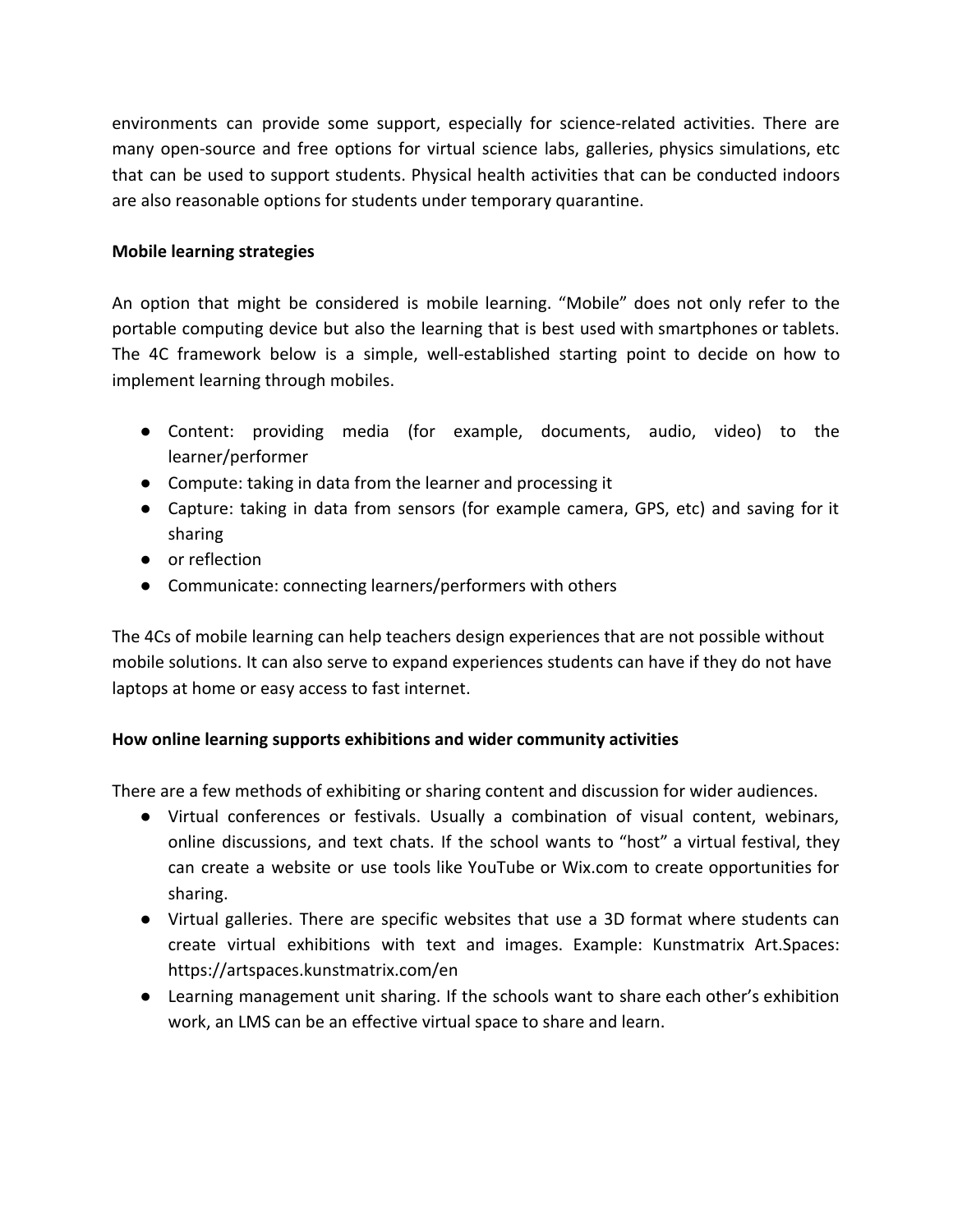environments can provide some support, especially for science-related activities. There are many open-source and free options for virtual science labs, galleries, physics simulations, etc that can be used to support students. Physical health activities that can be conducted indoors are also reasonable options for students under temporary quarantine.

**Mobile learning strategies**

An option that might be considered is mobile learning. "Mobile" does not only refer to the portable computing device but also the learning that is best used with smartphones or tablets. The 4C framework below is a simple, well-established starting point to decide on how to implement learning through mobiles.

- Content: providing media (for example, documents, audio, video) to the learner/performer
- Compute: taking in data from the learner and processing it
- Capture: taking in data from sensors (for example camera, GPS, etc) and saving for it sharing
- or reflection
- Communicate: connecting learners/performers with others

The 4Cs of mobile learning can help teachers design experiences that are not possible without mobile solutions. It can also serve to expand experiences students can have if they do not have laptops at home or easy access to fast internet.

**How online learning supports exhibitions and wider community activities**

There are a few methods of exhibiting or sharing content and discussion for wider audiences.

- Virtual conferences or festivals. Usually a combination of visual content, webinars, online discussions, and text chats. If the school wants to "host" a virtual festival, they can create a website or use tools like YouTube or Wix.com to create opportunities for sharing.
- Virtual galleries. There are specific websites that use a 3D format where students can create virtual exhibitions with text and images. Example: Kunstmatrix Art.Spaces: https://artspaces.kunstmatrix.com/en
- Learning management unit sharing. If the schools want to share each other's exhibition work, an LMS can be an effective virtual space to share and learn.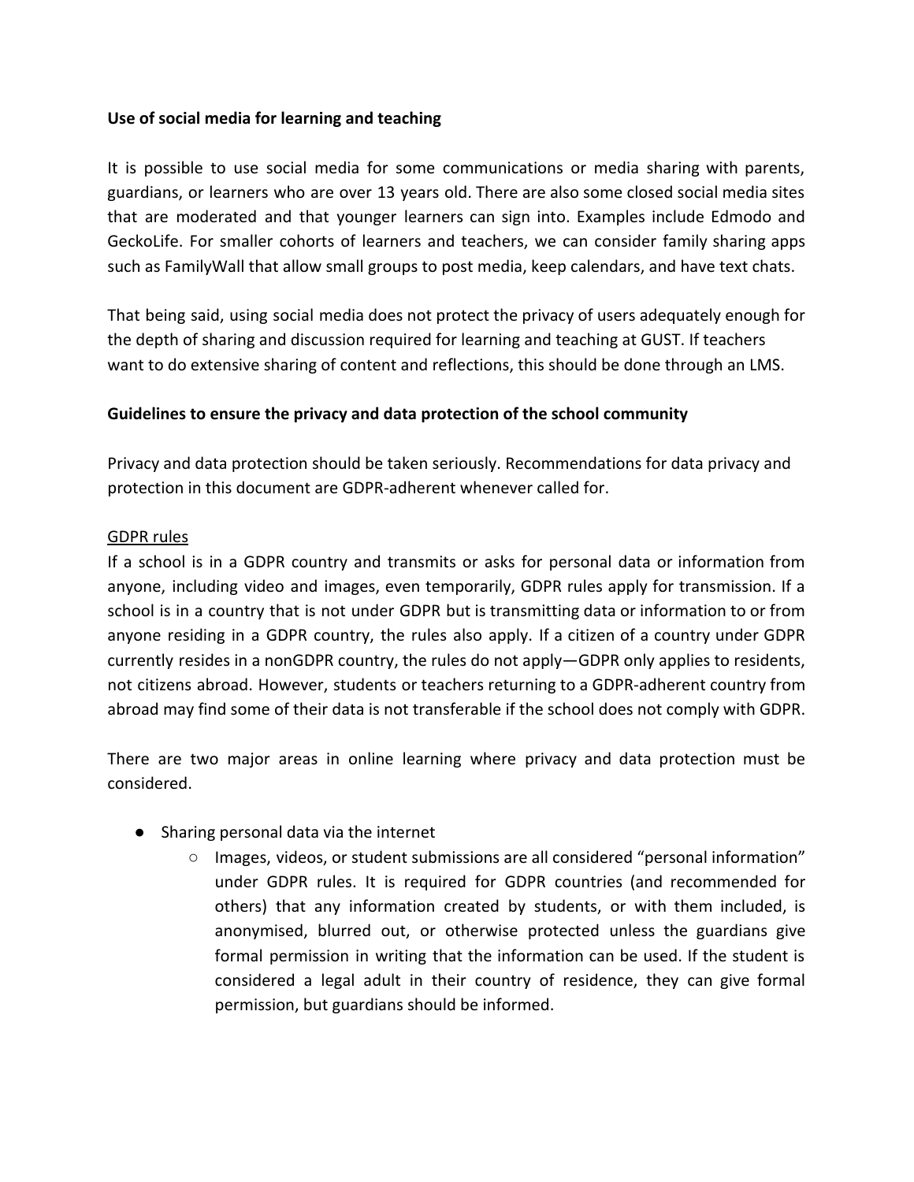**Use of social media for learning and teaching**

It is possible to use social media for some communications or media sharing with parents, guardians, or learners who are over 13 years old. There are also some closed social media sites that are moderated and that younger learners can sign into. Examples include Edmodo and GeckoLife. For smaller cohorts of learners and teachers, we can consider family sharing apps such as FamilyWall that allow small groups to post media, keep calendars, and have text chats.

That being said, using social media does not protect the privacy of users adequately enough for the depth of sharing and discussion required for learning and teaching at GUST. If teachers want to do extensive sharing of content and reflections, this should be done through an LMS.

**Guidelines to ensure the privacy and data protection of the school community**

Privacy and data protection should be taken seriously. Recommendations for data privacy and protection in this document are GDPR-adherent whenever called for.

<u>GDPR rules</u>

If a school is in a GDPR country and transmits or asks for personal data or information from anyone, including video and images, even temporarily, GDPR rules apply for transmission. If a school is in a country that is not under GDPR but is transmitting data or information to or from anyone residing in a GDPR country, the rules also apply. If a citizen of a country under GDPR currently resides in a nonGDPR country, the rules do not apply—GDPR only applies to residents, not citizens abroad. However, students or teachers returning to a GDPR-adherent country from abroad may find some of their data is not transferable if the school does not comply with GDPR.

There are two major areas in online learning where privacy and data protection must be considered.

- Sharing personal data via the internet
  - Images, videos, or student submissions are all considered "personal information" under GDPR rules. It is required for GDPR countries (and recommended for others) that any information created by students, or with them included, is anonymised, blurred out, or otherwise protected unless the guardians give formal permission in writing that the information can be used. If the student is considered a legal adult in their country of residence, they can give formal permission, but guardians should be informed.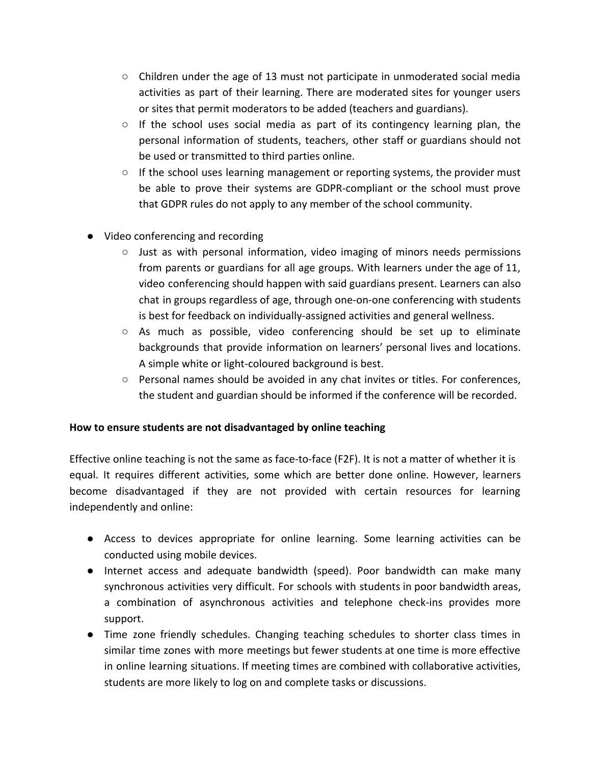- Children under the age of 13 must not participate in unmoderated social media activities as part of their learning. There are moderated sites for younger users or sites that permit moderators to be added (teachers and guardians).
  - If the school uses social media as part of its contingency learning plan, the personal information of students, teachers, other staff or guardians should not be used or transmitted to third parties online.
  - If the school uses learning management or reporting systems, the provider must be able to prove their systems are GDPR-compliant or the school must prove that GDPR rules do not apply to any member of the school community.

- Video conferencing and recording
  - Just as with personal information, video imaging of minors needs permissions from parents or guardians for all age groups. With learners under the age of 11, video conferencing should happen with said guardians present. Learners can also chat in groups regardless of age, through one-on-one conferencing with students is best for feedback on individually-assigned activities and general wellness.
  - As much as possible, video conferencing should be set up to eliminate backgrounds that provide information on learners' personal lives and locations. A simple white or light-coloured background is best.
  - Personal names should be avoided in any chat invites or titles. For conferences, the student and guardian should be informed if the conference will be recorded.

**How to ensure students are not disadvantaged by online teaching**

Effective online teaching is not the same as face-to-face (F2F). It is not a matter of whether it is equal. It requires different activities, some which are better done online. However, learners become disadvantaged if they are not provided with certain resources for learning independently and online:

- Access to devices appropriate for online learning. Some learning activities can be conducted using mobile devices.
- Internet access and adequate bandwidth (speed). Poor bandwidth can make many synchronous activities very difficult. For schools with students in poor bandwidth areas, a combination of asynchronous activities and telephone check-ins provides more support.
- Time zone friendly schedules. Changing teaching schedules to shorter class times in similar time zones with more meetings but fewer students at one time is more effective in online learning situations. If meeting times are combined with collaborative activities, students are more likely to log on and complete tasks or discussions.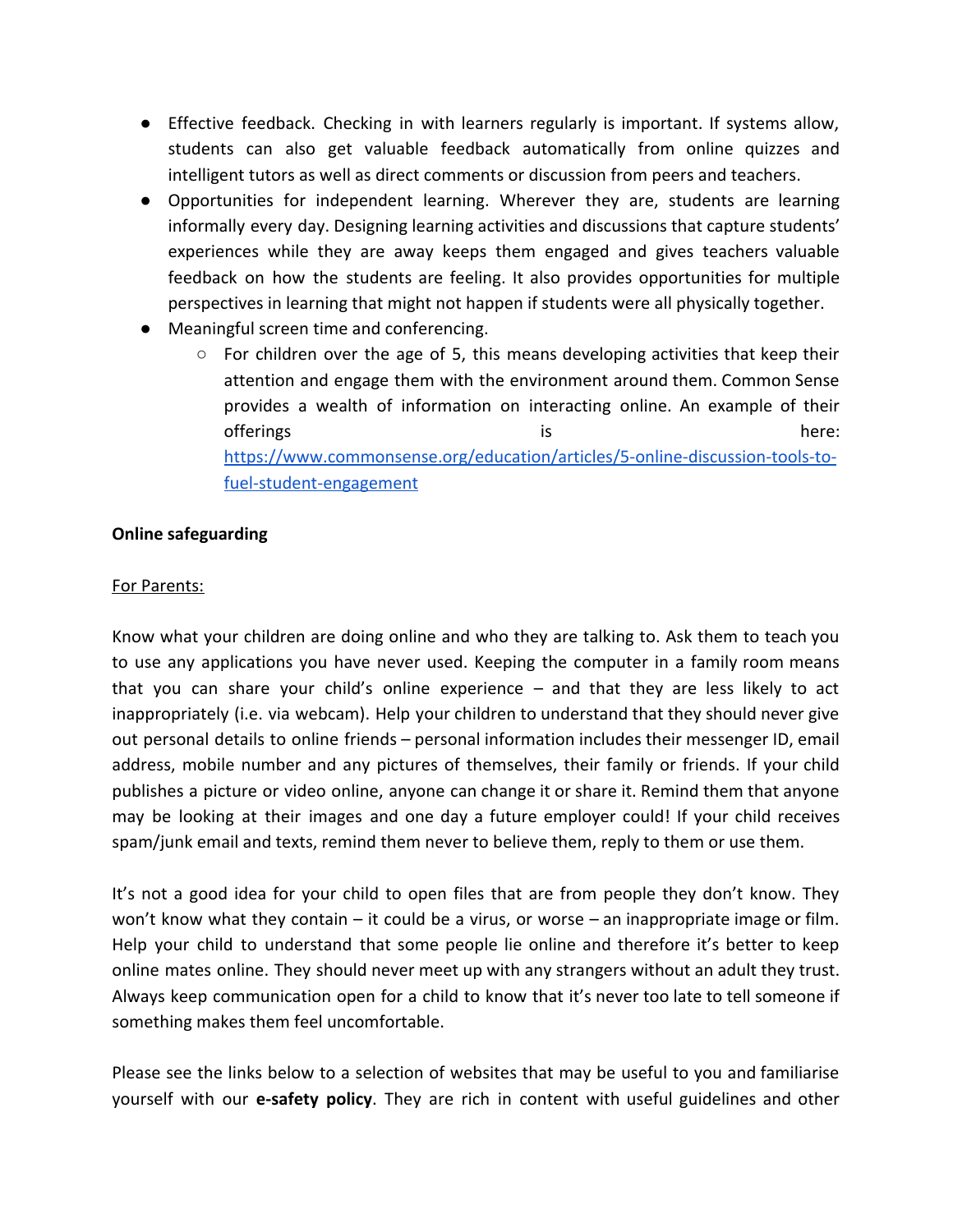- Effective feedback. Checking in with learners regularly is important. If systems allow, students can also get valuable feedback automatically from online quizzes and intelligent tutors as well as direct comments or discussion from peers and teachers.
- Opportunities for independent learning. Wherever they are, students are learning informally every day. Designing learning activities and discussions that capture students' experiences while they are away keeps them engaged and gives teachers valuable feedback on how the students are feeling. It also provides opportunities for multiple perspectives in learning that might not happen if students were all physically together.
- Meaningful screen time and conferencing.
    - For children over the age of 5, this means developing activities that keep their attention and engage them with the environment around them. Common Sense provides a wealth of information on interacting online. An example of their offerings is here: [https://www.commonsense.org/education/articles/5-online-discussion-tools-to-fuel-student-engagement](https://www.commonsense.org/education/articles/5-online-discussion-tools-to-fuel-student-engagement)

**Online safeguarding**

For Parents:

Know what your children are doing online and who they are talking to. Ask them to teach you to use any applications you have never used. Keeping the computer in a family room means that you can share your child's online experience – and that they are less likely to act inappropriately (i.e. via webcam). Help your children to understand that they should never give out personal details to online friends – personal information includes their messenger ID, email address, mobile number and any pictures of themselves, their family or friends. If your child publishes a picture or video online, anyone can change it or share it. Remind them that anyone may be looking at their images and one day a future employer could! If your child receives spam/junk email and texts, remind them never to believe them, reply to them or use them.

It's not a good idea for your child to open files that are from people they don't know. They won't know what they contain – it could be a virus, or worse – an inappropriate image or film. Help your child to understand that some people lie online and therefore it's better to keep online mates online. They should never meet up with any strangers without an adult they trust. Always keep communication open for a child to know that it's never too late to tell someone if something makes them feel uncomfortable.

Please see the links below to a selection of websites that may be useful to you and familiarise yourself with our **e-safety policy**. They are rich in content with useful guidelines and other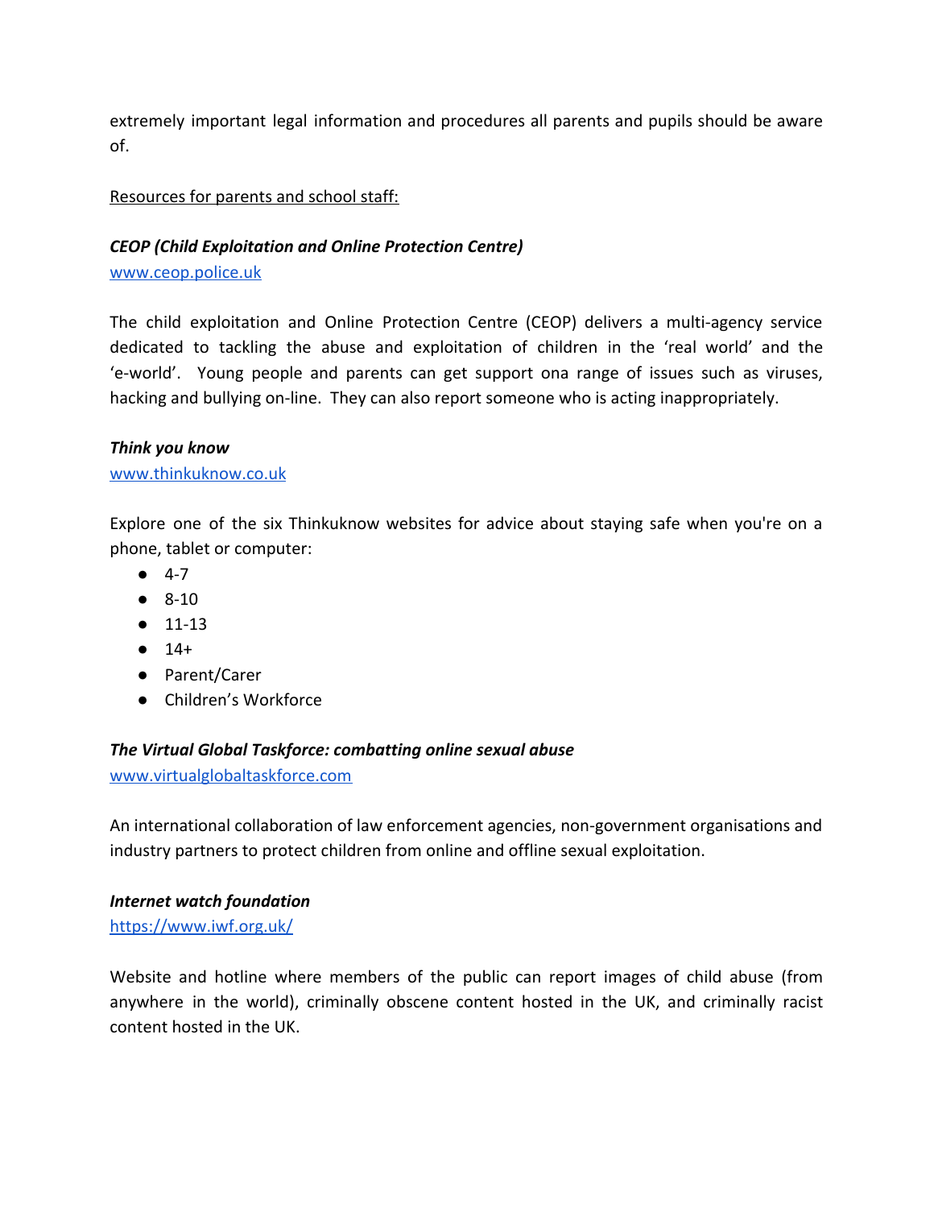extremely important legal information and procedures all parents and pupils should be aware of.

<u>Resources for parents and school staff:</u>

***CEOP (Child Exploitation and Online Protection Centre)***
[www.ceop.police.uk](http://www.ceop.police.uk)

The child exploitation and Online Protection Centre (CEOP) delivers a multi-agency service dedicated to tackling the abuse and exploitation of children in the 'real world' and the 'e-world'. Young people and parents can get support ona range of issues such as viruses, hacking and bullying on-line. They can also report someone who is acting inappropriately.

***Think you know***
[www.thinkuknow.co.uk](http://www.thinkuknow.co.uk)

Explore one of the six Thinkuknow websites for advice about staying safe when you're on a phone, tablet or computer:

- 4-7
- 8-10
- 11-13
- 14+
- Parent/Carer
- Children's Workforce

***The Virtual Global Taskforce: combatting online sexual abuse***
[www.virtualglobaltaskforce.com](http://www.virtualglobaltaskforce.com)

An international collaboration of law enforcement agencies, non-government organisations and industry partners to protect children from online and offline sexual exploitation.

***Internet watch foundation***
[https://www.iwf.org.uk/](https://www.iwf.org.uk/)

Website and hotline where members of the public can report images of child abuse (from anywhere in the world), criminally obscene content hosted in the UK, and criminally racist content hosted in the UK.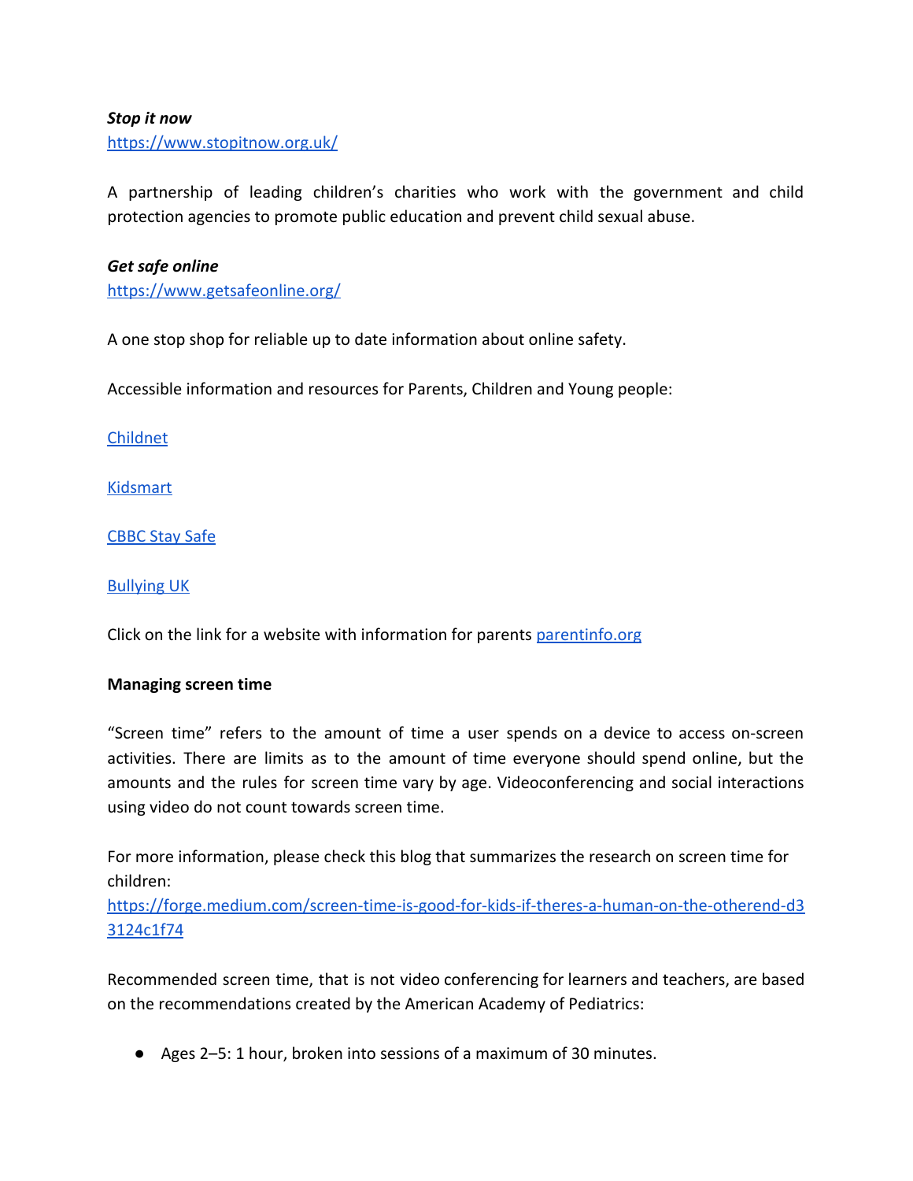***Stop it now***
[https://www.stopitnow.org.uk/](https://www.stopitnow.org.uk/)

A partnership of leading children's charities who work with the government and child protection agencies to promote public education and prevent child sexual abuse.

***Get safe online***
[https://www.getsafeonline.org/](https://www.getsafeonline.org/)

A one stop shop for reliable up to date information about online safety.

Accessible information and resources for Parents, Children and Young people:

Childnet

Kidsmart

CBBC Stay Safe

Bullying UK

Click on the link for a website with information for parents parentinfo.org

**Managing screen time**

"Screen time" refers to the amount of time a user spends on a device to access on-screen activities. There are limits as to the amount of time everyone should spend online, but the amounts and the rules for screen time vary by age. Videoconferencing and social interactions using video do not count towards screen time.

For more information, please check this blog that summarizes the research on screen time for children:
[https://forge.medium.com/screen-time-is-good-for-kids-if-theres-a-human-on-the-otherend-d33124c1f74](https://forge.medium.com/screen-time-is-good-for-kids-if-theres-a-human-on-the-otherend-d33124c1f74)

Recommended screen time, that is not video conferencing for learners and teachers, are based on the recommendations created by the American Academy of Pediatrics:

- Ages 2–5: 1 hour, broken into sessions of a maximum of 30 minutes.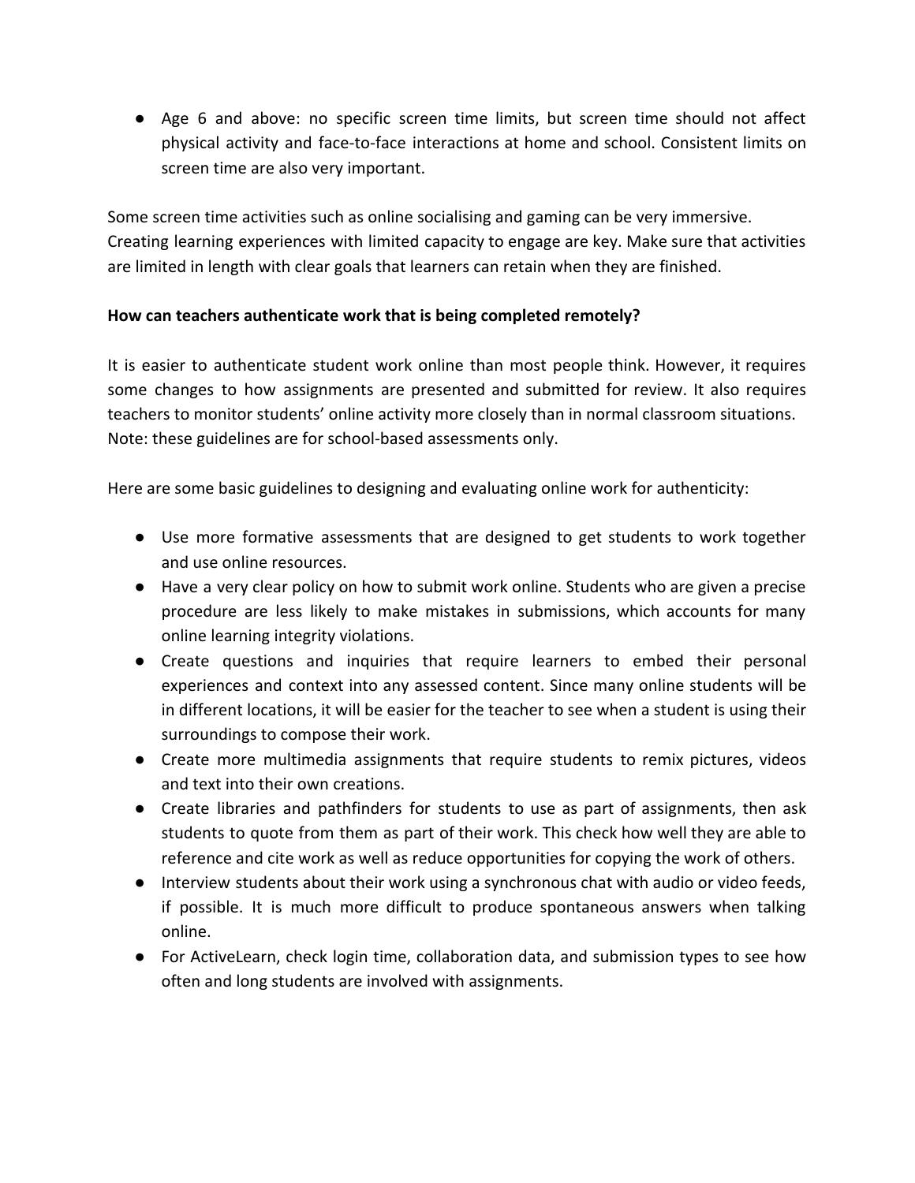- Age 6 and above: no specific screen time limits, but screen time should not affect physical activity and face-to-face interactions at home and school. Consistent limits on screen time are also very important.

Some screen time activities such as online socialising and gaming can be very immersive. Creating learning experiences with limited capacity to engage are key. Make sure that activities are limited in length with clear goals that learners can retain when they are finished.

**How can teachers authenticate work that is being completed remotely?**

It is easier to authenticate student work online than most people think. However, it requires some changes to how assignments are presented and submitted for review. It also requires teachers to monitor students' online activity more closely than in normal classroom situations. Note: these guidelines are for school-based assessments only.

Here are some basic guidelines to designing and evaluating online work for authenticity:

- Use more formative assessments that are designed to get students to work together and use online resources.
- Have a very clear policy on how to submit work online. Students who are given a precise procedure are less likely to make mistakes in submissions, which accounts for many online learning integrity violations.
- Create questions and inquiries that require learners to embed their personal experiences and context into any assessed content. Since many online students will be in different locations, it will be easier for the teacher to see when a student is using their surroundings to compose their work.
- Create more multimedia assignments that require students to remix pictures, videos and text into their own creations.
- Create libraries and pathfinders for students to use as part of assignments, then ask students to quote from them as part of their work. This check how well they are able to reference and cite work as well as reduce opportunities for copying the work of others.
- Interview students about their work using a synchronous chat with audio or video feeds, if possible. It is much more difficult to produce spontaneous answers when talking online.
- For ActiveLearn, check login time, collaboration data, and submission types to see how often and long students are involved with assignments.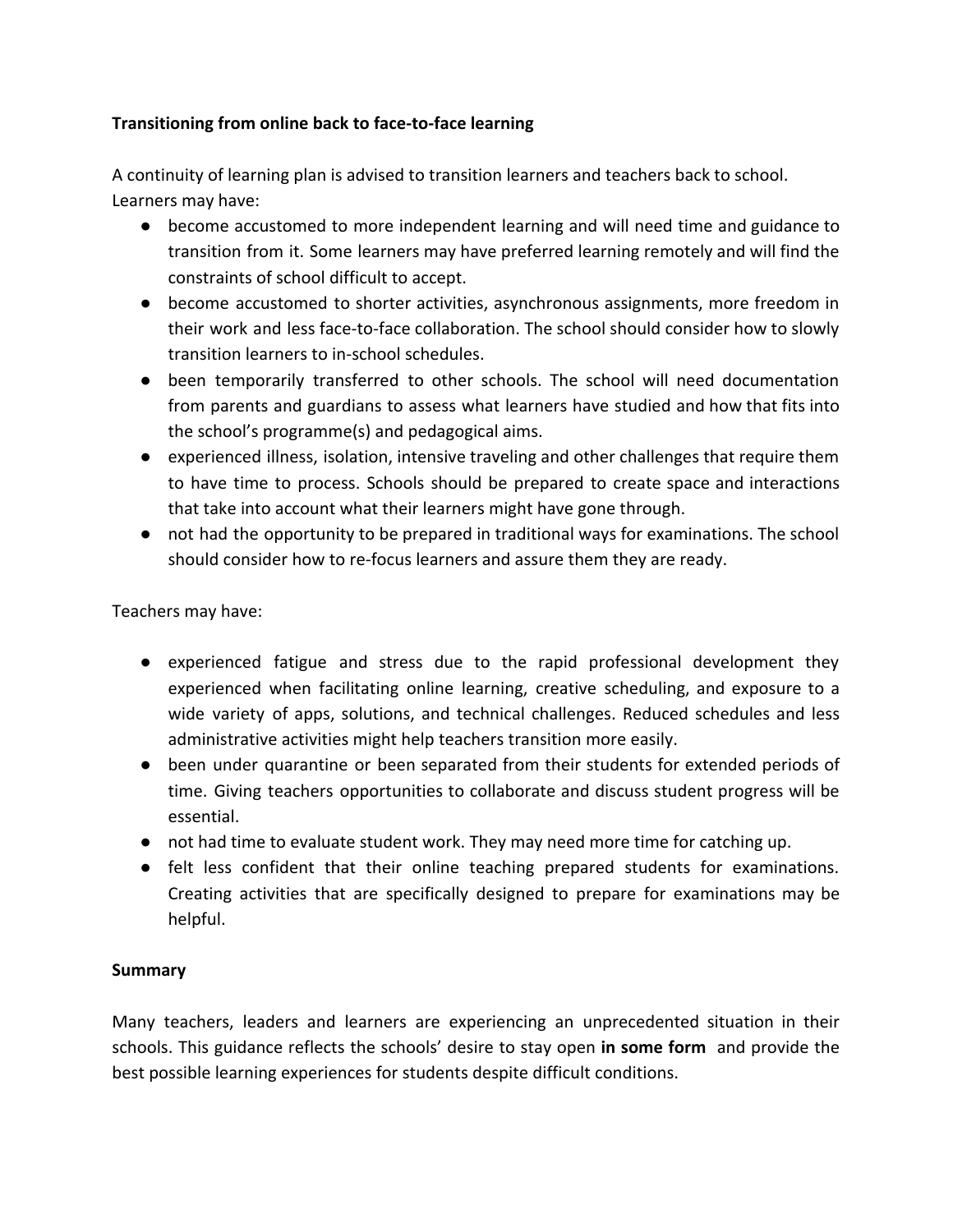**Transitioning from online back to face-to-face learning**

A continuity of learning plan is advised to transition learners and teachers back to school. Learners may have:

- become accustomed to more independent learning and will need time and guidance to transition from it. Some learners may have preferred learning remotely and will find the constraints of school difficult to accept.
- become accustomed to shorter activities, asynchronous assignments, more freedom in their work and less face-to-face collaboration. The school should consider how to slowly transition learners to in-school schedules.
- been temporarily transferred to other schools. The school will need documentation from parents and guardians to assess what learners have studied and how that fits into the school's programme(s) and pedagogical aims.
- experienced illness, isolation, intensive traveling and other challenges that require them to have time to process. Schools should be prepared to create space and interactions that take into account what their learners might have gone through.
- not had the opportunity to be prepared in traditional ways for examinations. The school should consider how to re-focus learners and assure them they are ready.

Teachers may have:

- experienced fatigue and stress due to the rapid professional development they experienced when facilitating online learning, creative scheduling, and exposure to a wide variety of apps, solutions, and technical challenges. Reduced schedules and less administrative activities might help teachers transition more easily.
- been under quarantine or been separated from their students for extended periods of time. Giving teachers opportunities to collaborate and discuss student progress will be essential.
- not had time to evaluate student work. They may need more time for catching up.
- felt less confident that their online teaching prepared students for examinations. Creating activities that are specifically designed to prepare for examinations may be helpful.

**Summary**

Many teachers, leaders and learners are experiencing an unprecedented situation in their schools. This guidance reflects the schools' desire to stay open **in some form** and provide the best possible learning experiences for students despite difficult conditions.